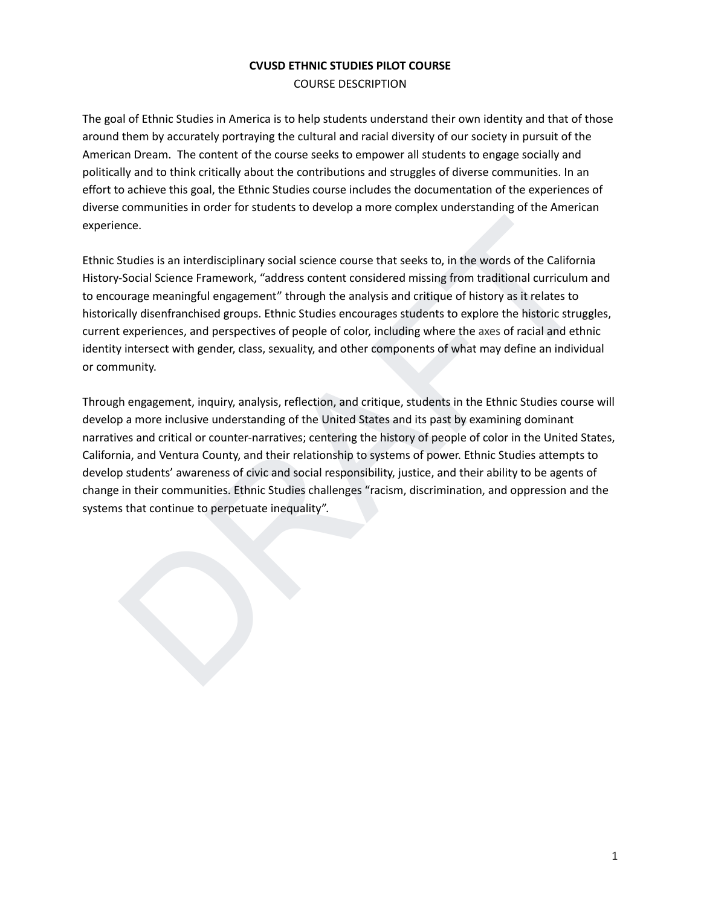**CVUSD ETHNIC STUDIES PILOT COURSE**

COURSE DESCRIPTION

The goal of Ethnic Studies in America is to help students understand their own identity and that of those around them by accurately portraying the cultural and racial diversity of our society in pursuit of the American Dream. The content of the course seeks to empower all students to engage socially and politically and to think critically about the contributions and struggles of diverse communities. In an effort to achieve this goal, the Ethnic Studies course includes the documentation of the experiences of diverse communities in order for students to develop a more complex understanding of the American experience.

Ethnic Studies is an interdisciplinary social science course that seeks to, in the words of the California History-Social Science Framework, "address content considered missing from traditional curriculum and to encourage meaningful engagement" through the analysis and critique of history as it relates to historically disenfranchised groups. Ethnic Studies encourages students to explore the historic struggles, current experiences, and perspectives of people of color, including where the axes of racial and ethnic identity intersect with gender, class, sexuality, and other components of what may define an individual or community.

Through engagement, inquiry, analysis, reflection, and critique, students in the Ethnic Studies course will develop a more inclusive understanding of the United States and its past by examining dominant narratives and critical or counter-narratives; centering the history of people of color in the United States, California, and Ventura County, and their relationship to systems of power. Ethnic Studies attempts to develop students' awareness of civic and social responsibility, justice, and their ability to be agents of change in their communities. Ethnic Studies challenges "racism, discrimination, and oppression and the systems that continue to perpetuate inequality".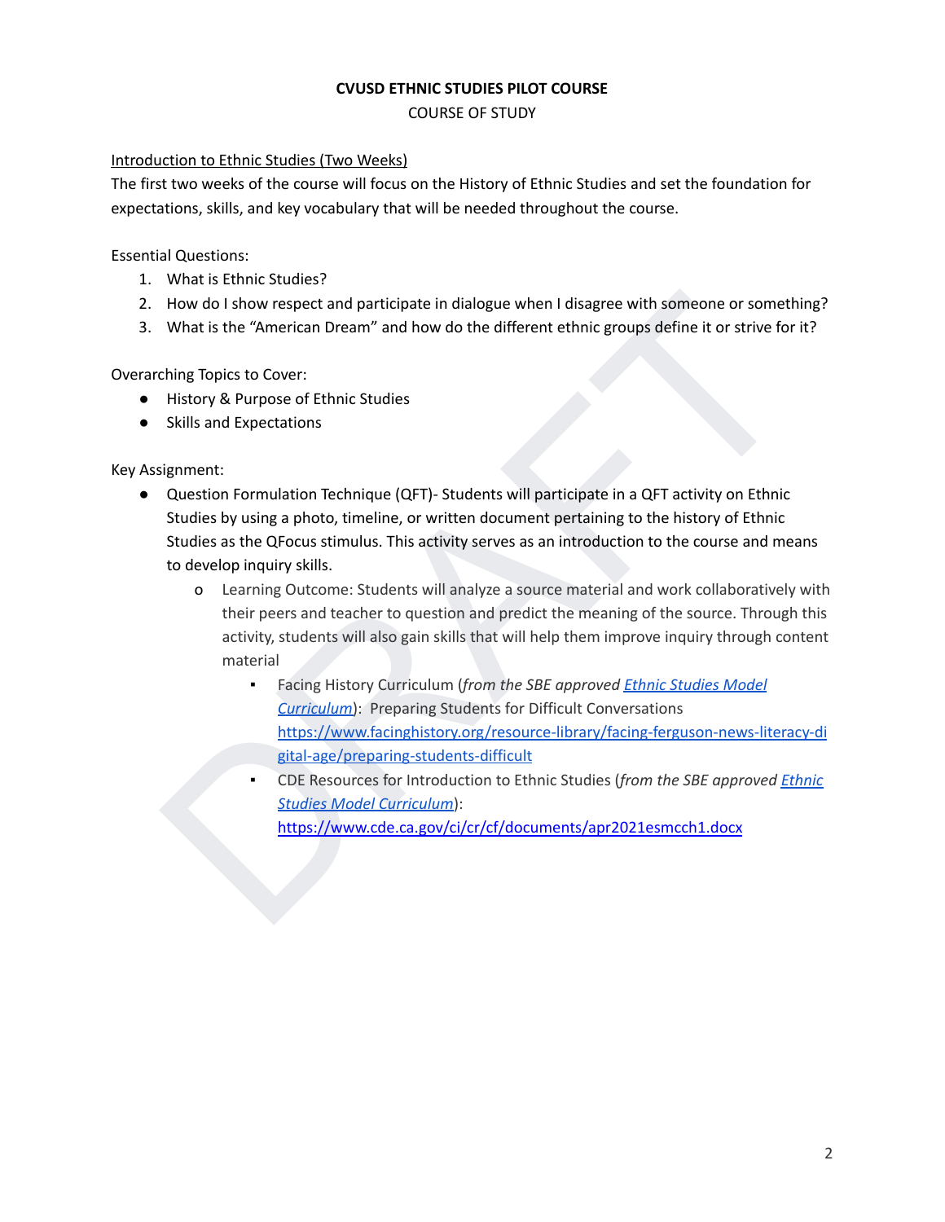**CVUSD ETHNIC STUDIES PILOT COURSE**

COURSE OF STUDY

Introduction to Ethnic Studies (Two Weeks)

The first two weeks of the course will focus on the History of Ethnic Studies and set the foundation for expectations, skills, and key vocabulary that will be needed throughout the course.

Essential Questions:

1. What is Ethnic Studies?
2. How do I show respect and participate in dialogue when I disagree with someone or something?
3. What is the "American Dream" and how do the different ethnic groups define it or strive for it?

Overarching Topics to Cover:

- History & Purpose of Ethnic Studies
- Skills and Expectations

Key Assignment:

- Question Formulation Technique (QFT)- Students will participate in a QFT activity on Ethnic Studies by using a photo, timeline, or written document pertaining to the history of Ethnic Studies as the QFocus stimulus. This activity serves as an introduction to the course and means to develop inquiry skills.
    - Learning Outcome: Students will analyze a source material and work collaboratively with their peers and teacher to question and predict the meaning of the source. Through this activity, students will also gain skills that will help them improve inquiry through content material
        - Facing History Curriculum (*from the SBE approved [Ethnic Studies Model Curriculum](#)*): Preparing Students for Difficult Conversations https://www.facinghistory.org/resource-library/facing-ferguson-news-literacy-digital-age/preparing-students-difficult
        - CDE Resources for Introduction to Ethnic Studies (*from the SBE approved [Ethnic Studies Model Curriculum](#)*): https://www.cde.ca.gov/ci/cr/cf/documents/apr2021esmcch1.docx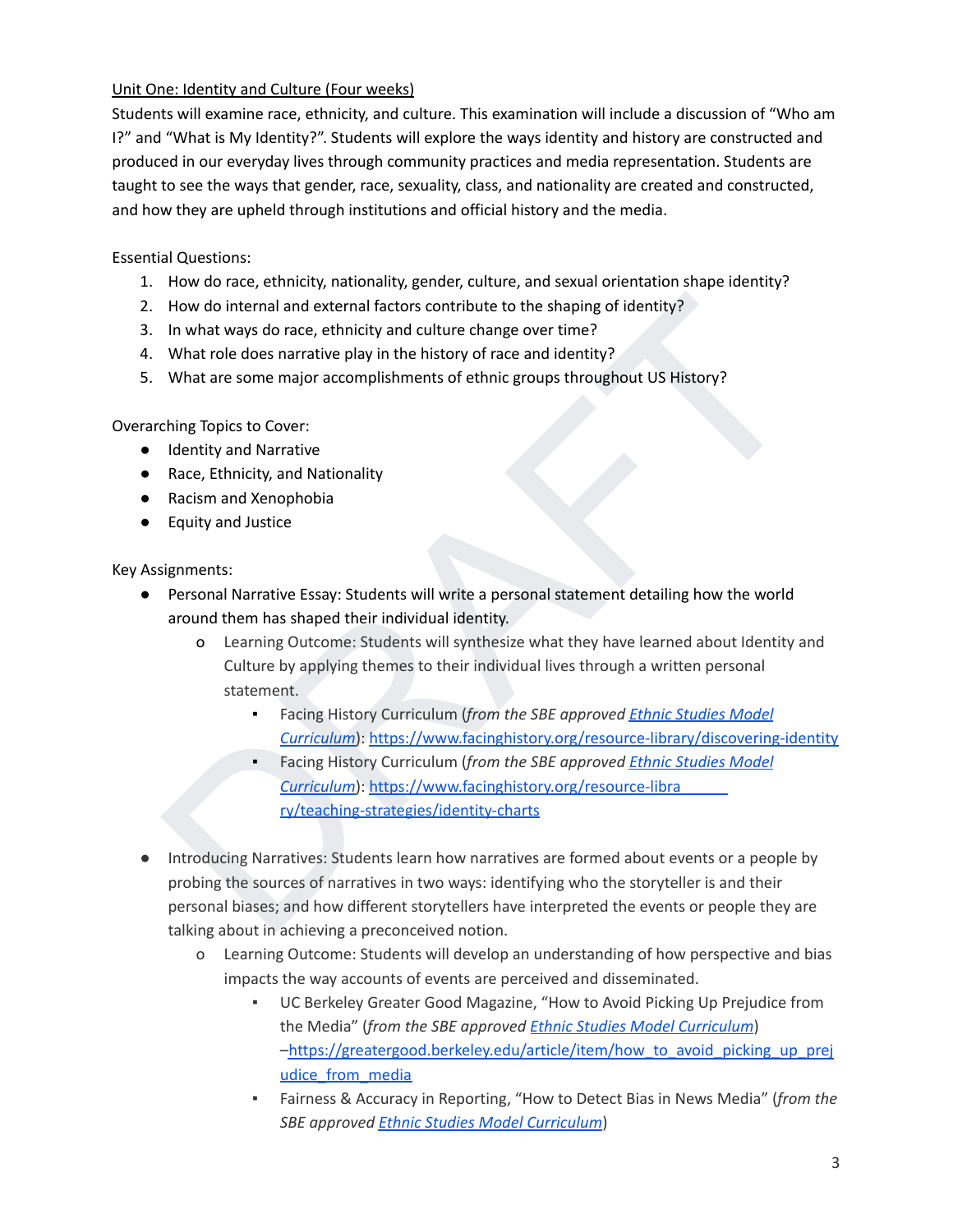Unit One: Identity and Culture (Four weeks)

Students will examine race, ethnicity, and culture. This examination will include a discussion of "Who am I?" and "What is My Identity?". Students will explore the ways identity and history are constructed and produced in our everyday lives through community practices and media representation. Students are taught to see the ways that gender, race, sexuality, class, and nationality are created and constructed, and how they are upheld through institutions and official history and the media.

Essential Questions:

1. How do race, ethnicity, nationality, gender, culture, and sexual orientation shape identity?
2. How do internal and external factors contribute to the shaping of identity?
3. In what ways do race, ethnicity and culture change over time?
4. What role does narrative play in the history of race and identity?
5. What are some major accomplishments of ethnic groups throughout US History?

Overarching Topics to Cover:

- Identity and Narrative
- Race, Ethnicity, and Nationality
- Racism and Xenophobia
- Equity and Justice

Key Assignments:

- Personal Narrative Essay: Students will write a personal statement detailing how the world around them has shaped their individual identity.
  - Learning Outcome: Students will synthesize what they have learned about Identity and Culture by applying themes to their individual lives through a written personal statement.
    - Facing History Curriculum (*from the SBE approved* *Ethnic Studies Model Curriculum*): https://www.facinghistory.org/resource-library/discovering-identity
    - Facing History Curriculum (*from the SBE approved* *Ethnic Studies Model Curriculum*): https://www.facinghistory.org/resource-library/teaching-strategies/identity-charts

- Introducing Narratives: Students learn how narratives are formed about events or a people by probing the sources of narratives in two ways: identifying who the storyteller is and their personal biases; and how different storytellers have interpreted the events or people they are talking about in achieving a preconceived notion.
  - Learning Outcome: Students will develop an understanding of how perspective and bias impacts the way accounts of events are perceived and disseminated.
    - UC Berkeley Greater Good Magazine, "How to Avoid Picking Up Prejudice from the Media" (*from the SBE approved* *Ethnic Studies Model Curriculum*) –https://greatergood.berkeley.edu/article/item/how_to_avoid_picking_up_prejudice_from_media
    - Fairness & Accuracy in Reporting, "How to Detect Bias in News Media" (*from the SBE approved* *Ethnic Studies Model Curriculum*)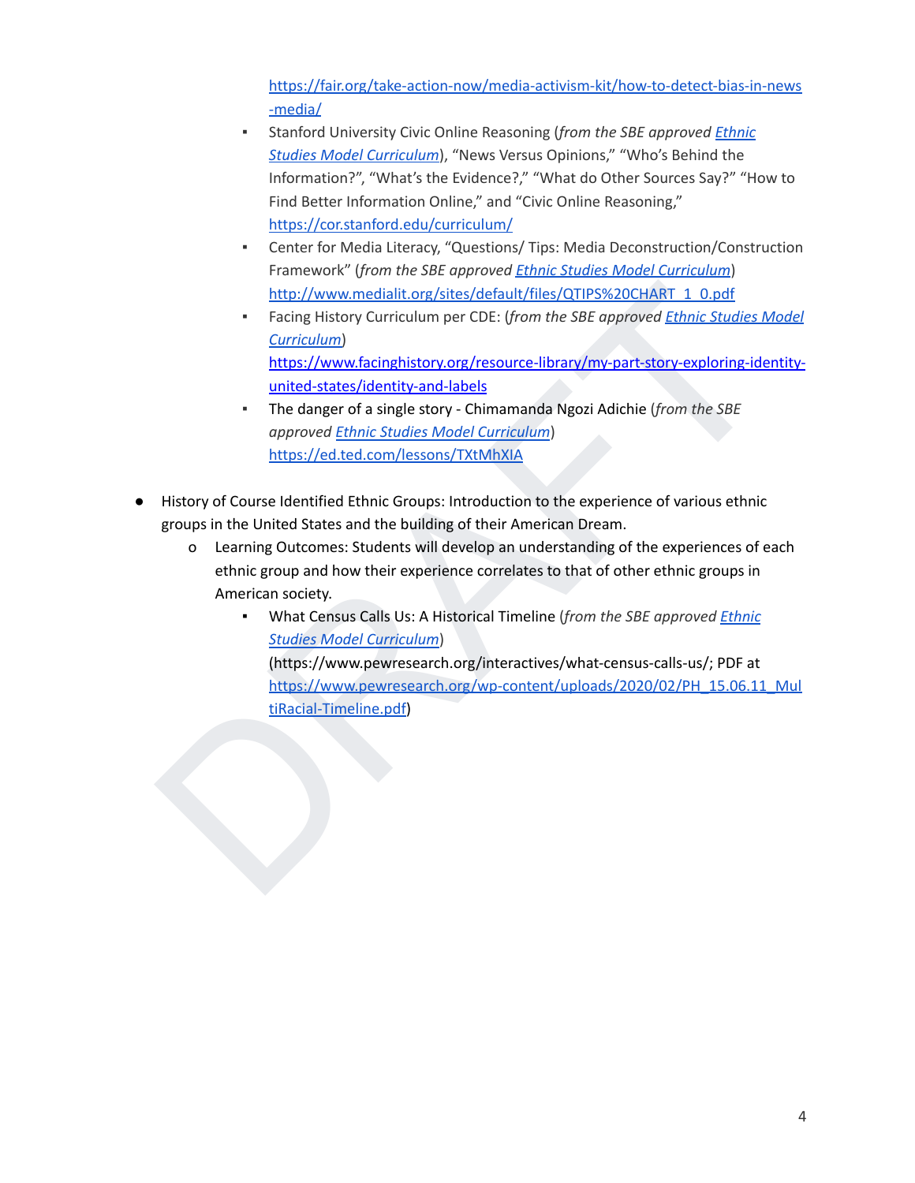https://fair.org/take-action-now/media-activism-kit/how-to-detect-bias-in-news-media/

    - Stanford University Civic Online Reasoning (*from the SBE approved* *Ethnic Studies Model Curriculum*), "News Versus Opinions," "Who's Behind the Information?", "What's the Evidence?," "What do Other Sources Say?" "How to Find Better Information Online," and "Civic Online Reasoning," https://cor.stanford.edu/curriculum/
    - Center for Media Literacy, "Questions/ Tips: Media Deconstruction/Construction Framework" (*from the SBE approved* *Ethnic Studies Model Curriculum*) http://www.medialit.org/sites/default/files/QTIPS%20CHART_1_0.pdf
    - Facing History Curriculum per CDE: (*from the SBE approved* *Ethnic Studies Model Curriculum*) https://www.facinghistory.org/resource-library/my-part-story-exploring-identity-united-states/identity-and-labels
    - The danger of a single story - Chimamanda Ngozi Adichie (*from the SBE approved* *Ethnic Studies Model Curriculum*) https://ed.ted.com/lessons/TXtMhXIA

- History of Course Identified Ethnic Groups: Introduction to the experience of various ethnic groups in the United States and the building of their American Dream.
    - Learning Outcomes: Students will develop an understanding of the experiences of each ethnic group and how their experience correlates to that of other ethnic groups in American society.
        - What Census Calls Us: A Historical Timeline (*from the SBE approved* *Ethnic Studies Model Curriculum*) (https://www.pewresearch.org/interactives/what-census-calls-us/; PDF at https://www.pewresearch.org/wp-content/uploads/2020/02/PH_15.06.11_MultiRacial-Timeline.pdf)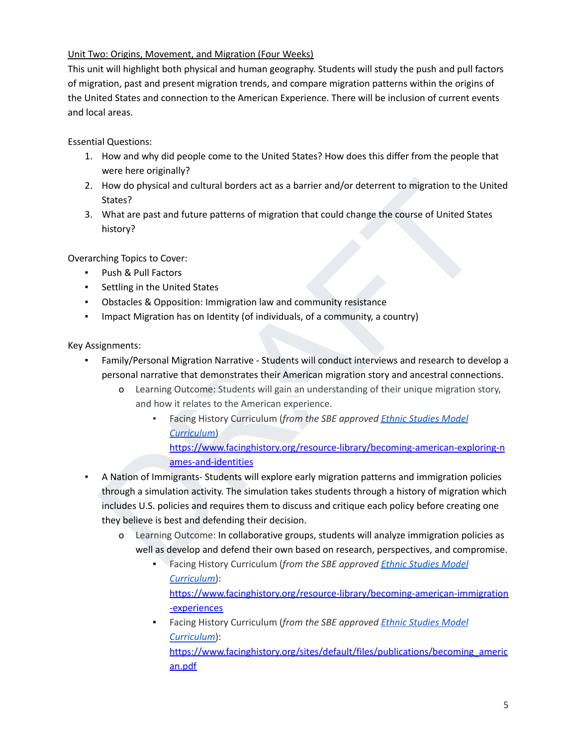Unit Two: Origins, Movement, and Migration (Four Weeks)

This unit will highlight both physical and human geography. Students will study the push and pull factors of migration, past and present migration trends, and compare migration patterns within the origins of the United States and connection to the American Experience. There will be inclusion of current events and local areas.

Essential Questions:

1. How and why did people come to the United States? How does this differ from the people that were here originally?
2. How do physical and cultural borders act as a barrier and/or deterrent to migration to the United States?
3. What are past and future patterns of migration that could change the course of United States history?

Overarching Topics to Cover:

- Push & Pull Factors
- Settling in the United States
- Obstacles & Opposition: Immigration law and community resistance
- Impact Migration has on Identity (of individuals, of a community, a country)

Key Assignments:

- Family/Personal Migration Narrative - Students will conduct interviews and research to develop a personal narrative that demonstrates their American migration story and ancestral connections.
  - Learning Outcome: Students will gain an understanding of their unique migration story, and how it relates to the American experience.
    - Facing History Curriculum (*from the SBE approved [Ethnic Studies Model Curriculum](#)*) https://www.facinghistory.org/resource-library/becoming-american-exploring-names-and-identities
- A Nation of Immigrants- Students will explore early migration patterns and immigration policies through a simulation activity. The simulation takes students through a history of migration which includes U.S. policies and requires them to discuss and critique each policy before creating one they believe is best and defending their decision.
  - Learning Outcome: In collaborative groups, students will analyze immigration policies as well as develop and defend their own based on research, perspectives, and compromise.
    - Facing History Curriculum (*from the SBE approved [Ethnic Studies Model Curriculum](#)*): https://www.facinghistory.org/resource-library/becoming-american-immigration-experiences
    - Facing History Curriculum (*from the SBE approved [Ethnic Studies Model Curriculum](#)*): https://www.facinghistory.org/sites/default/files/publications/becoming_american.pdf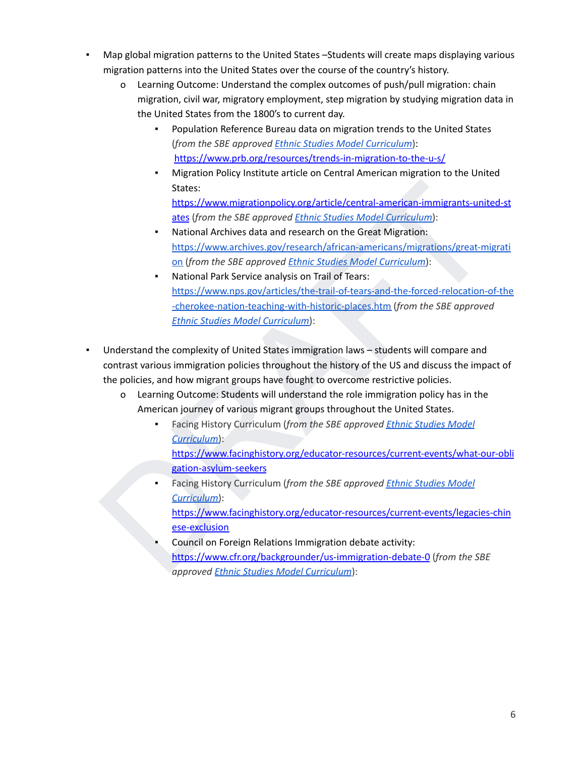- Map global migration patterns to the United States –Students will create maps displaying various migration patterns into the United States over the course of the country's history.
  - Learning Outcome: Understand the complex outcomes of push/pull migration: chain migration, civil war, migratory employment, step migration by studying migration data in the United States from the 1800's to current day.
    - Population Reference Bureau data on migration trends to the United States (*from the SBE approved* [*Ethnic Studies Model Curriculum*]()): [https://www.prb.org/resources/trends-in-migration-to-the-u-s/](https://www.prb.org/resources/trends-in-migration-to-the-u-s/)
    - Migration Policy Institute article on Central American migration to the United States: [https://www.migrationpolicy.org/article/central-american-immigrants-united-states](https://www.migrationpolicy.org/article/central-american-immigrants-united-states) (*from the SBE approved* [*Ethnic Studies Model Curriculum*]()):
    - National Archives data and research on the Great Migration: [https://www.archives.gov/research/african-americans/migrations/great-migration](https://www.archives.gov/research/african-americans/migrations/great-migration) (*from the SBE approved* [*Ethnic Studies Model Curriculum*]()):
    - National Park Service analysis on Trail of Tears: [https://www.nps.gov/articles/the-trail-of-tears-and-the-forced-relocation-of-the-cherokee-nation-teaching-with-historic-places.htm](https://www.nps.gov/articles/the-trail-of-tears-and-the-forced-relocation-of-the-cherokee-nation-teaching-with-historic-places.htm) (*from the SBE approved* [*Ethnic Studies Model Curriculum*]()):

- Understand the complexity of United States immigration laws – students will compare and contrast various immigration policies throughout the history of the US and discuss the impact of the policies, and how migrant groups have fought to overcome restrictive policies.
  - Learning Outcome: Students will understand the role immigration policy has in the American journey of various migrant groups throughout the United States.
    - Facing History Curriculum (*from the SBE approved* [*Ethnic Studies Model Curriculum*]()): [https://www.facinghistory.org/educator-resources/current-events/what-our-obligation-asylum-seekers](https://www.facinghistory.org/educator-resources/current-events/what-our-obligation-asylum-seekers)
    - Facing History Curriculum (*from the SBE approved* [*Ethnic Studies Model Curriculum*]()): [https://www.facinghistory.org/educator-resources/current-events/legacies-chinese-exclusion](https://www.facinghistory.org/educator-resources/current-events/legacies-chinese-exclusion)
    - Council on Foreign Relations Immigration debate activity: [https://www.cfr.org/backgrounder/us-immigration-debate-0](https://www.cfr.org/backgrounder/us-immigration-debate-0) (*from the SBE approved* [*Ethnic Studies Model Curriculum*]()):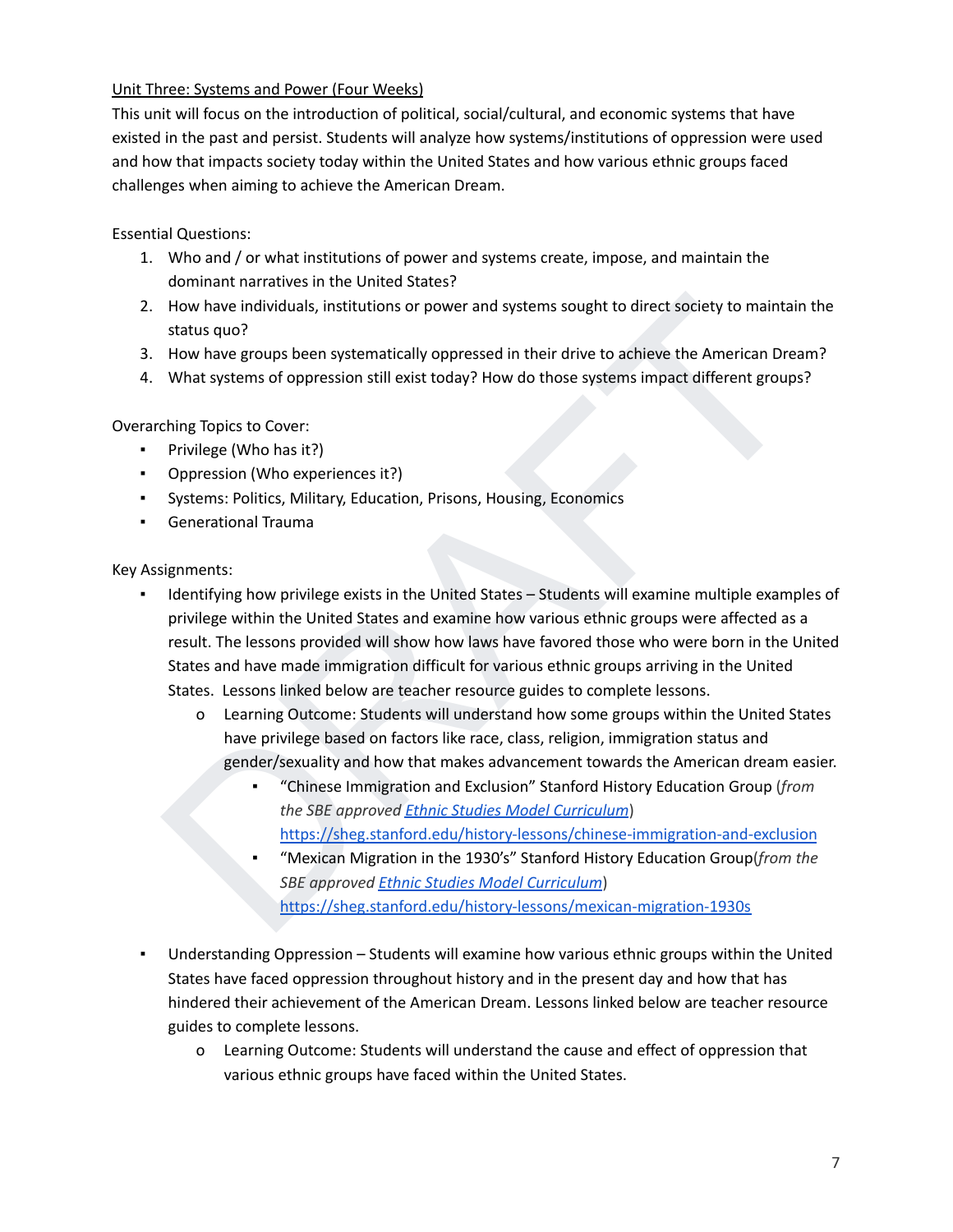Unit Three: Systems and Power (Four Weeks)

This unit will focus on the introduction of political, social/cultural, and economic systems that have existed in the past and persist. Students will analyze how systems/institutions of oppression were used and how that impacts society today within the United States and how various ethnic groups faced challenges when aiming to achieve the American Dream.

Essential Questions:

1. Who and / or what institutions of power and systems create, impose, and maintain the dominant narratives in the United States?
2. How have individuals, institutions or power and systems sought to direct society to maintain the status quo?
3. How have groups been systematically oppressed in their drive to achieve the American Dream?
4. What systems of oppression still exist today? How do those systems impact different groups?

Overarching Topics to Cover:

- Privilege (Who has it?)
- Oppression (Who experiences it?)
- Systems: Politics, Military, Education, Prisons, Housing, Economics
- Generational Trauma

Key Assignments:

- Identifying how privilege exists in the United States – Students will examine multiple examples of privilege within the United States and examine how various ethnic groups were affected as a result. The lessons provided will show how laws have favored those who were born in the United States and have made immigration difficult for various ethnic groups arriving in the United States. Lessons linked below are teacher resource guides to complete lessons.
  - Learning Outcome: Students will understand how some groups within the United States have privilege based on factors like race, class, religion, immigration status and gender/sexuality and how that makes advancement towards the American dream easier.
    - "Chinese Immigration and Exclusion" Stanford History Education Group (*from the SBE approved [Ethnic Studies Model Curriculum](#)*) https://sheg.stanford.edu/history-lessons/chinese-immigration-and-exclusion
    - "Mexican Migration in the 1930's" Stanford History Education Group(*from the SBE approved [Ethnic Studies Model Curriculum](#)*) https://sheg.stanford.edu/history-lessons/mexican-migration-1930s

- Understanding Oppression – Students will examine how various ethnic groups within the United States have faced oppression throughout history and in the present day and how that has hindered their achievement of the American Dream. Lessons linked below are teacher resource guides to complete lessons.
  - Learning Outcome: Students will understand the cause and effect of oppression that various ethnic groups have faced within the United States.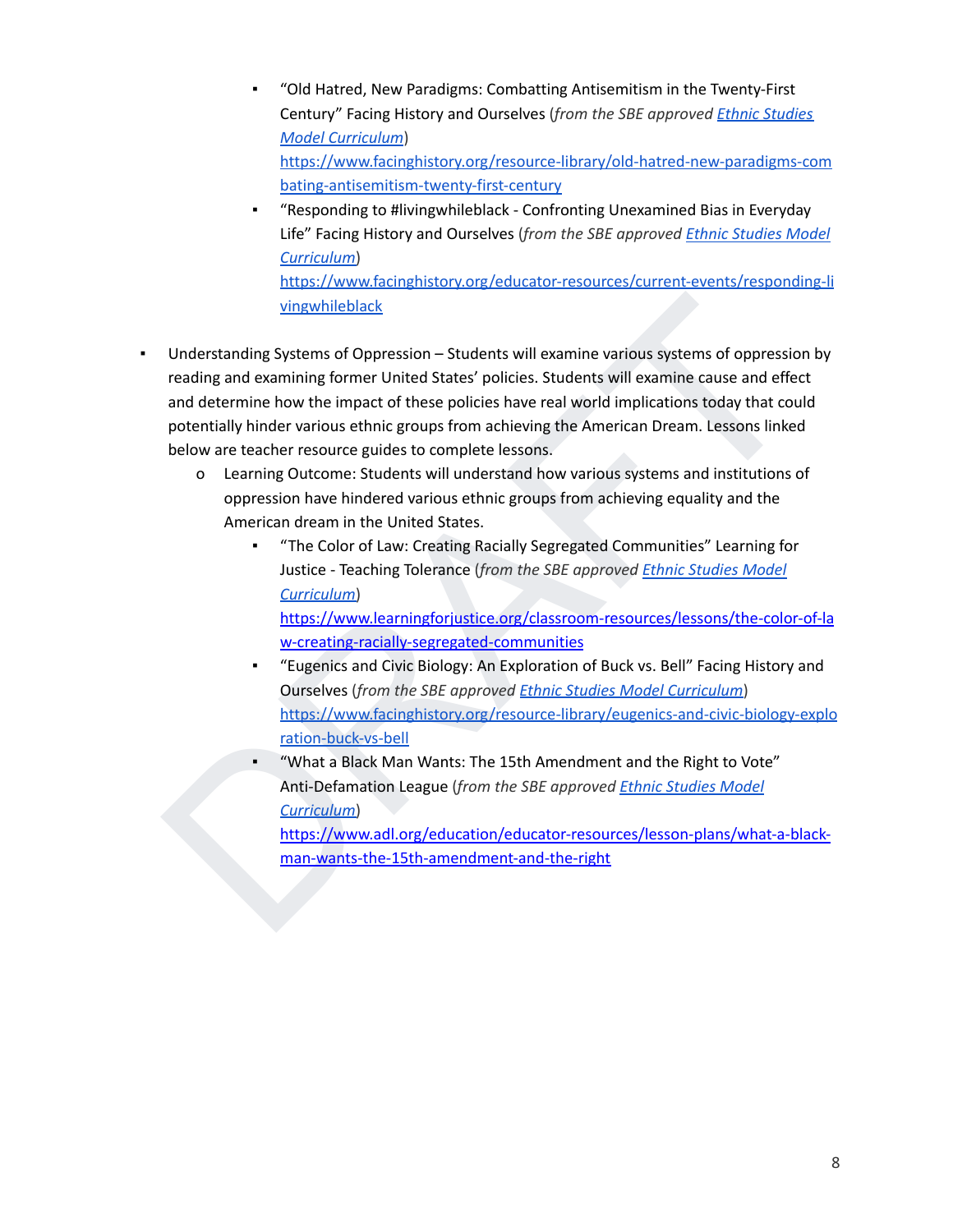- "Old Hatred, New Paradigms: Combatting Antisemitism in the Twenty-First Century" Facing History and Ourselves (*from the SBE approved [Ethnic Studies Model Curriculum](#)*) [https://www.facinghistory.org/resource-library/old-hatred-new-paradigms-combating-antisemitism-twenty-first-century](https://www.facinghistory.org/resource-library/old-hatred-new-paradigms-combating-antisemitism-twenty-first-century)
        - "Responding to #livingwhileblack - Confronting Unexamined Bias in Everyday Life" Facing History and Ourselves (*from the SBE approved [Ethnic Studies Model Curriculum](#)*) [https://www.facinghistory.org/educator-resources/current-events/responding-livingwhileblack](https://www.facinghistory.org/educator-resources/current-events/responding-livingwhileblack)

- Understanding Systems of Oppression – Students will examine various systems of oppression by reading and examining former United States' policies. Students will examine cause and effect and determine how the impact of these policies have real world implications today that could potentially hinder various ethnic groups from achieving the American Dream. Lessons linked below are teacher resource guides to complete lessons.
    - Learning Outcome: Students will understand how various systems and institutions of oppression have hindered various ethnic groups from achieving equality and the American dream in the United States.
        - "The Color of Law: Creating Racially Segregated Communities" Learning for Justice - Teaching Tolerance (*from the SBE approved [Ethnic Studies Model Curriculum](#)*) [https://www.learningforjustice.org/classroom-resources/lessons/the-color-of-law-creating-racially-segregated-communities](https://www.learningforjustice.org/classroom-resources/lessons/the-color-of-law-creating-racially-segregated-communities)
        - "Eugenics and Civic Biology: An Exploration of Buck vs. Bell" Facing History and Ourselves (*from the SBE approved [Ethnic Studies Model Curriculum](#)*) [https://www.facinghistory.org/resource-library/eugenics-and-civic-biology-exploration-buck-vs-bell](https://www.facinghistory.org/resource-library/eugenics-and-civic-biology-exploration-buck-vs-bell)
        - "What a Black Man Wants: The 15th Amendment and the Right to Vote" Anti-Defamation League (*from the SBE approved [Ethnic Studies Model Curriculum](#)*) [https://www.adl.org/education/educator-resources/lesson-plans/what-a-black-man-wants-the-15th-amendment-and-the-right](https://www.adl.org/education/educator-resources/lesson-plans/what-a-black-man-wants-the-15th-amendment-and-the-right)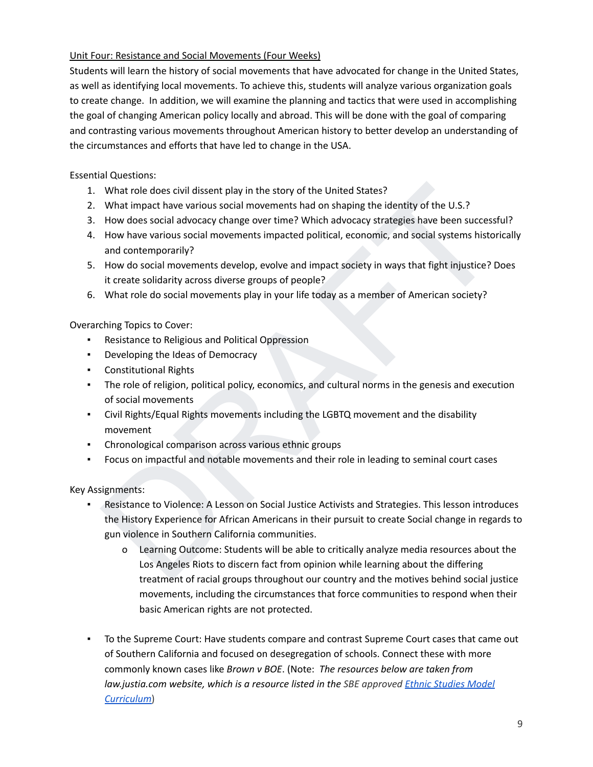Unit Four: Resistance and Social Movements (Four Weeks)

Students will learn the history of social movements that have advocated for change in the United States, as well as identifying local movements. To achieve this, students will analyze various organization goals to create change. In addition, we will examine the planning and tactics that were used in accomplishing the goal of changing American policy locally and abroad. This will be done with the goal of comparing and contrasting various movements throughout American history to better develop an understanding of the circumstances and efforts that have led to change in the USA.

Essential Questions:

1. What role does civil dissent play in the story of the United States?
2. What impact have various social movements had on shaping the identity of the U.S.?
3. How does social advocacy change over time? Which advocacy strategies have been successful?
4. How have various social movements impacted political, economic, and social systems historically and contemporarily?
5. How do social movements develop, evolve and impact society in ways that fight injustice? Does it create solidarity across diverse groups of people?
6. What role do social movements play in your life today as a member of American society?

Overarching Topics to Cover:

- Resistance to Religious and Political Oppression
- Developing the Ideas of Democracy
- Constitutional Rights
- The role of religion, political policy, economics, and cultural norms in the genesis and execution of social movements
- Civil Rights/Equal Rights movements including the LGBTQ movement and the disability movement
- Chronological comparison across various ethnic groups
- Focus on impactful and notable movements and their role in leading to seminal court cases

Key Assignments:

- Resistance to Violence: A Lesson on Social Justice Activists and Strategies. This lesson introduces the History Experience for African Americans in their pursuit to create Social change in regards to gun violence in Southern California communities.
  - Learning Outcome: Students will be able to critically analyze media resources about the Los Angeles Riots to discern fact from opinion while learning about the differing treatment of racial groups throughout our country and the motives behind social justice movements, including the circumstances that force communities to respond when their basic American rights are not protected.

- To the Supreme Court: Have students compare and contrast Supreme Court cases that came out of Southern California and focused on desegregation of schools. Connect these with more commonly known cases like *Brown v BOE*. (Note: *The resources below are taken from law.justia.com website, which is a resource listed in the* SBE approved [Ethnic Studies Model Curriculum](#))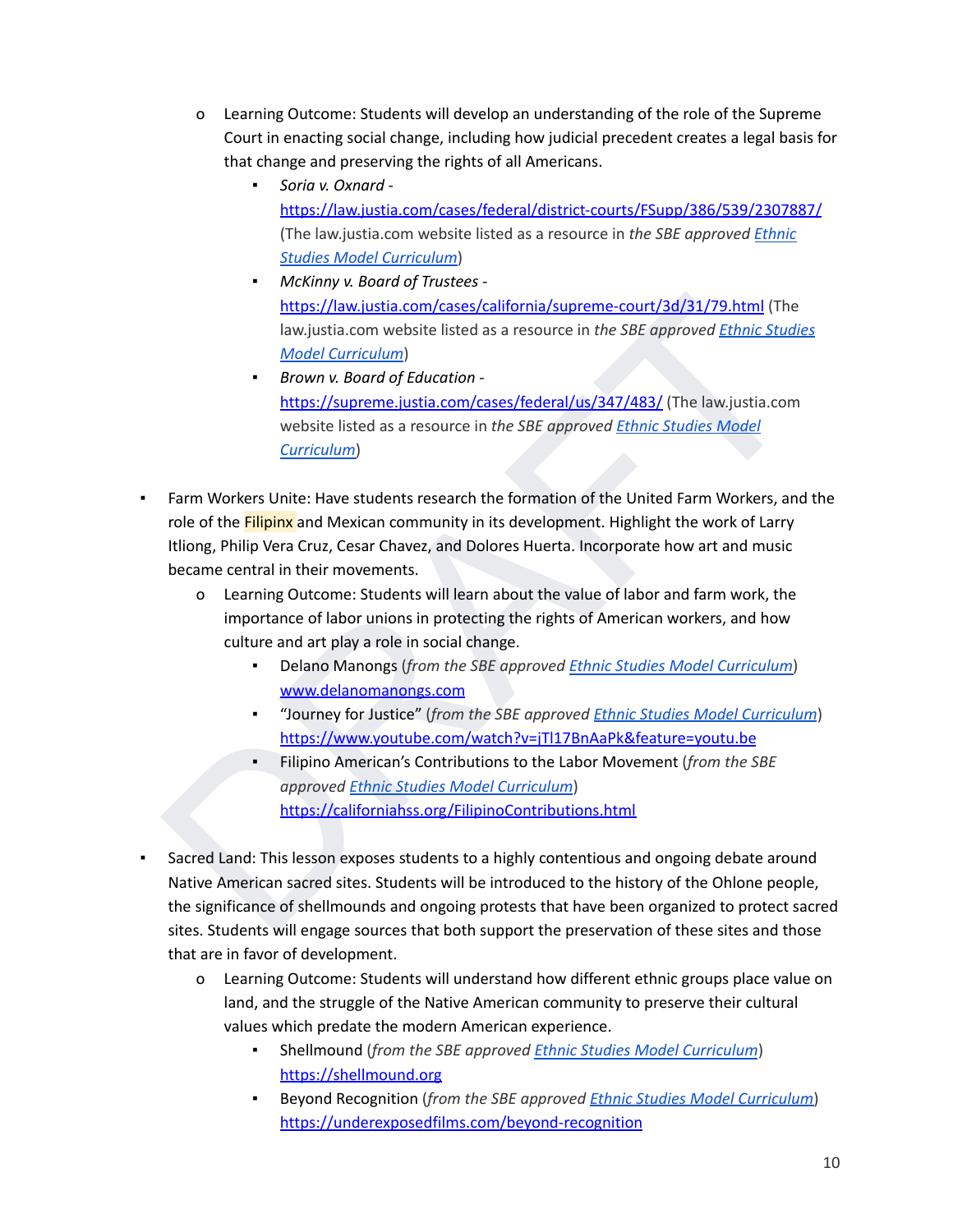- Learning Outcome: Students will develop an understanding of the role of the Supreme Court in enacting social change, including how judicial precedent creates a legal basis for that change and preserving the rights of all Americans.
  - *Soria v. Oxnard* - https://law.justia.com/cases/federal/district-courts/FSupp/386/539/2307887/ (The law.justia.com website listed as a resource in *the SBE approved* *Ethnic Studies Model Curriculum*)
  - *McKinny v. Board of Trustees* - https://law.justia.com/cases/california/supreme-court/3d/31/79.html (The law.justia.com website listed as a resource in *the SBE approved* *Ethnic Studies Model Curriculum*)
  - *Brown v. Board of Education* - https://supreme.justia.com/cases/federal/us/347/483/ (The law.justia.com website listed as a resource in *the SBE approved* *Ethnic Studies Model Curriculum*)

- Farm Workers Unite: Have students research the formation of the United Farm Workers, and the role of the Filipinx and Mexican community in its development. Highlight the work of Larry Itliong, Philip Vera Cruz, Cesar Chavez, and Dolores Huerta. Incorporate how art and music became central in their movements.
  - Learning Outcome: Students will learn about the value of labor and farm work, the importance of labor unions in protecting the rights of American workers, and how culture and art play a role in social change.
    - Delano Manongs (*from the SBE approved* *Ethnic Studies Model Curriculum*) www.delanomanongs.com
    - "Journey for Justice" (*from the SBE approved* *Ethnic Studies Model Curriculum*) https://www.youtube.com/watch?v=jTl17BnAaPk&feature=youtu.be
    - Filipino American's Contributions to the Labor Movement (*from the SBE approved* *Ethnic Studies Model Curriculum*) https://californiahss.org/FilipinoContributions.html

- Sacred Land: This lesson exposes students to a highly contentious and ongoing debate around Native American sacred sites. Students will be introduced to the history of the Ohlone people, the significance of shellmounds and ongoing protests that have been organized to protect sacred sites. Students will engage sources that both support the preservation of these sites and those that are in favor of development.
  - Learning Outcome: Students will understand how different ethnic groups place value on land, and the struggle of the Native American community to preserve their cultural values which predate the modern American experience.
    - Shellmound (*from the SBE approved* *Ethnic Studies Model Curriculum*) https://shellmound.org
    - Beyond Recognition (*from the SBE approved* *Ethnic Studies Model Curriculum*) https://underexposedfilms.com/beyond-recognition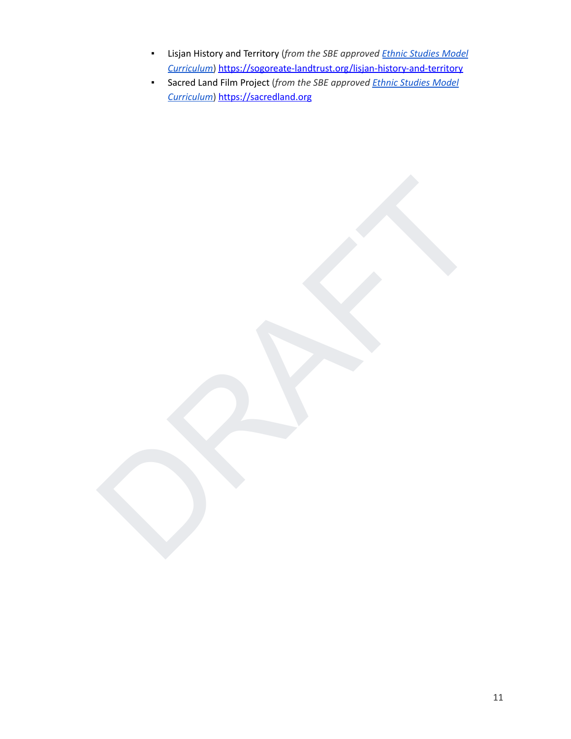- Lisjan History and Territory (*from the SBE approved [Ethnic Studies Model Curriculum]*) https://sogoreate-landtrust.org/lisjan-history-and-territory
- Sacred Land Film Project (*from the SBE approved [Ethnic Studies Model Curriculum]*) https://sacredland.org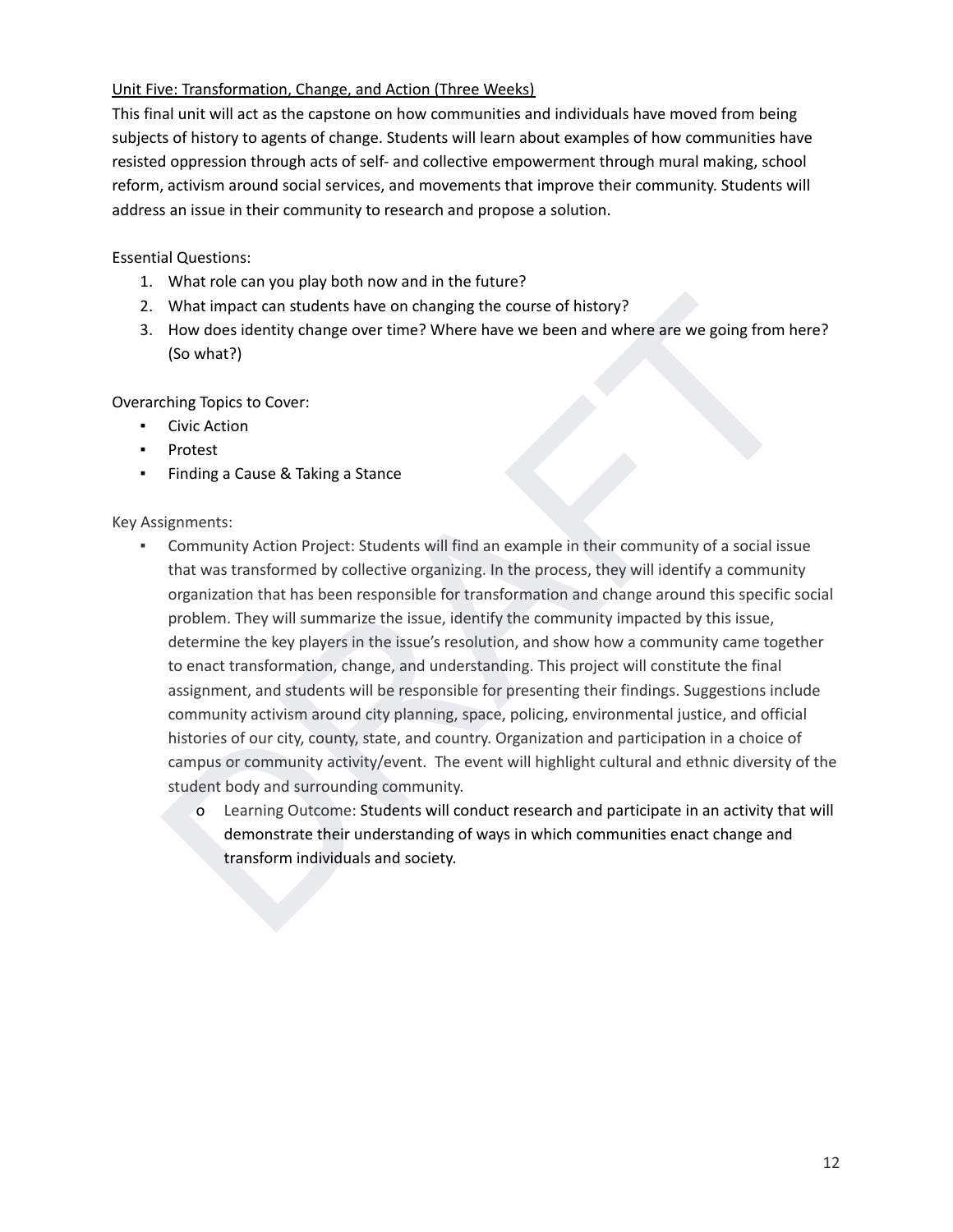Unit Five: Transformation, Change, and Action (Three Weeks)

This final unit will act as the capstone on how communities and individuals have moved from being subjects of history to agents of change. Students will learn about examples of how communities have resisted oppression through acts of self- and collective empowerment through mural making, school reform, activism around social services, and movements that improve their community. Students will address an issue in their community to research and propose a solution.

Essential Questions:

1. What role can you play both now and in the future?
2. What impact can students have on changing the course of history?
3. How does identity change over time? Where have we been and where are we going from here? (So what?)

Overarching Topics to Cover:

- Civic Action
- Protest
- Finding a Cause & Taking a Stance

Key Assignments:

- Community Action Project: Students will find an example in their community of a social issue that was transformed by collective organizing. In the process, they will identify a community organization that has been responsible for transformation and change around this specific social problem. They will summarize the issue, identify the community impacted by this issue, determine the key players in the issue's resolution, and show how a community came together to enact transformation, change, and understanding. This project will constitute the final assignment, and students will be responsible for presenting their findings. Suggestions include community activism around city planning, space, policing, environmental justice, and official histories of our city, county, state, and country. Organization and participation in a choice of campus or community activity/event. The event will highlight cultural and ethnic diversity of the student body and surrounding community.
    - Learning Outcome: Students will conduct research and participate in an activity that will demonstrate their understanding of ways in which communities enact change and transform individuals and society.